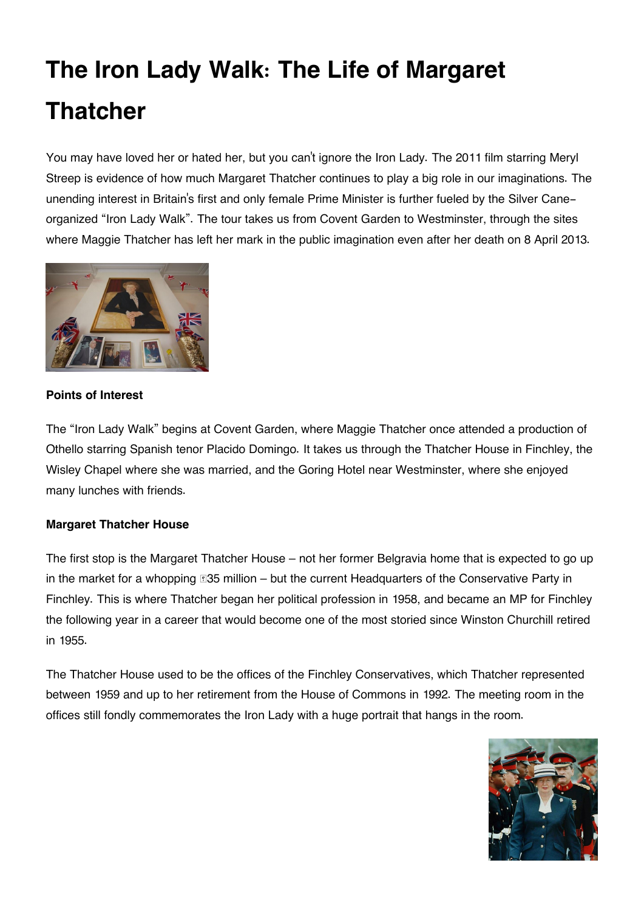# The Iron Lady Walk: The Life of Margaret Thatcher

You may have loved her or hated her, but you can't ignore the Iron Lady. The 2011 film starring Meryl Streep is evidence of how much Margaret Thatcher continues to play a big role in our imaginations. The unending interest in Britain's first and only female Prime Minister is further fueled by the Silver Cane–organized "Iron Lady Walk". The tour takes us from Covent Garden to Westminster, through the sites where Maggie Thatcher has left her mark in the public imagination even after her death on 8 April 2013.

**Points of Interest**

The "Iron Lady Walk" begins at Covent Garden, where Maggie Thatcher once attended a production of Othello starring Spanish tenor Placido Domingo. It takes us through the Thatcher House in Finchley, the Wisley Chapel where she was married, and the Goring Hotel near Westminster, where she enjoyed many lunches with friends.

**Margaret Thatcher House**

The first stop is the Margaret Thatcher House – not her former Belgravia home that is expected to go up in the market for a whopping �35 million – but the current Headquarters of the Conservative Party in Finchley. This is where Thatcher began her political profession in 1958, and became an MP for Finchley the following year in a career that would become one of the most storied since Winston Churchill retired in 1955.

The Thatcher House used to be the offices of the Finchley Conservatives, which Thatcher represented between 1959 and up to her retirement from the House of Commons in 1992. The meeting room in the offices still fondly commemorates the Iron Lady with a huge portrait that hangs in the room.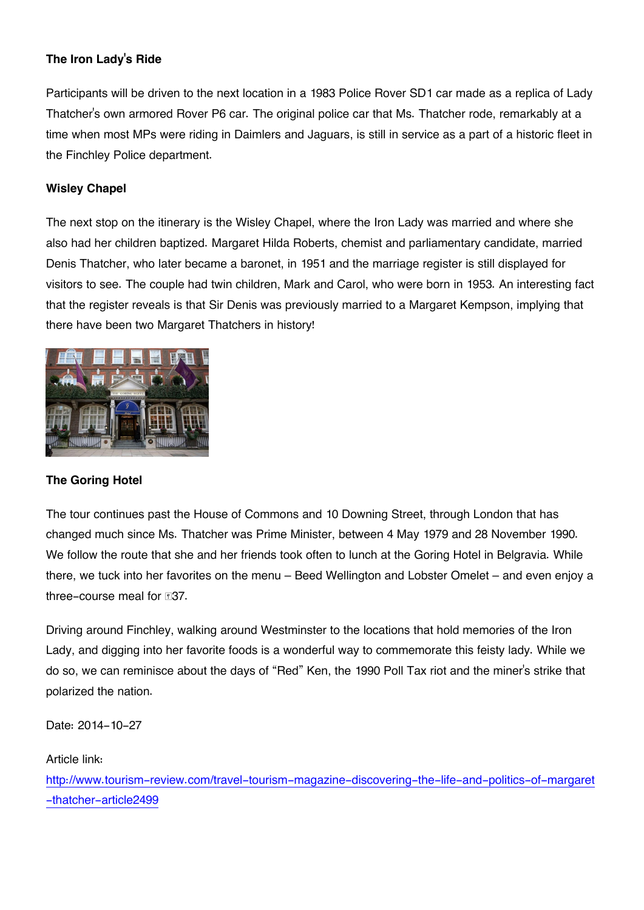**The Iron Lady's Ride**

Participants will be driven to the next location in a 1983 Police Rover SD1 car made as a replica of Lady Thatcher's own armored Rover P6 car. The original police car that Ms. Thatcher rode, remarkably at a time when most MPs were riding in Daimlers and Jaguars, is still in service as a part of a historic fleet in the Finchley Police department.

**Wisley Chapel**

The next stop on the itinerary is the Wisley Chapel, where the Iron Lady was married and where she also had her children baptized. Margaret Hilda Roberts, chemist and parliamentary candidate, married Denis Thatcher, who later became a baronet, in 1951 and the marriage register is still displayed for visitors to see. The couple had twin children, Mark and Carol, who were born in 1953. An interesting fact that the register reveals is that Sir Denis was previously married to a Margaret Kempson, implying that there have been two Margaret Thatchers in history!

**The Goring Hotel**

The tour continues past the House of Commons and 10 Downing Street, through London that has changed much since Ms. Thatcher was Prime Minister, between 4 May 1979 and 28 November 1990. We follow the route that she and her friends took often to lunch at the Goring Hotel in Belgravia. While there, we tuck into her favorites on the menu – Beed Wellington and Lobster Omelet – and even enjoy a three-course meal for £37.

Driving around Finchley, walking around Westminster to the locations that hold memories of the Iron Lady, and digging into her favorite foods is a wonderful way to commemorate this feisty lady. While we do so, we can reminisce about the days of "Red" Ken, the 1990 Poll Tax riot and the miner's strike that polarized the nation.

Date: 2014-10-27

Article link:
http://www.tourism-review.com/travel-tourism-magazine-discovering-the-life-and-politics-of-margaret-thatcher-article2499